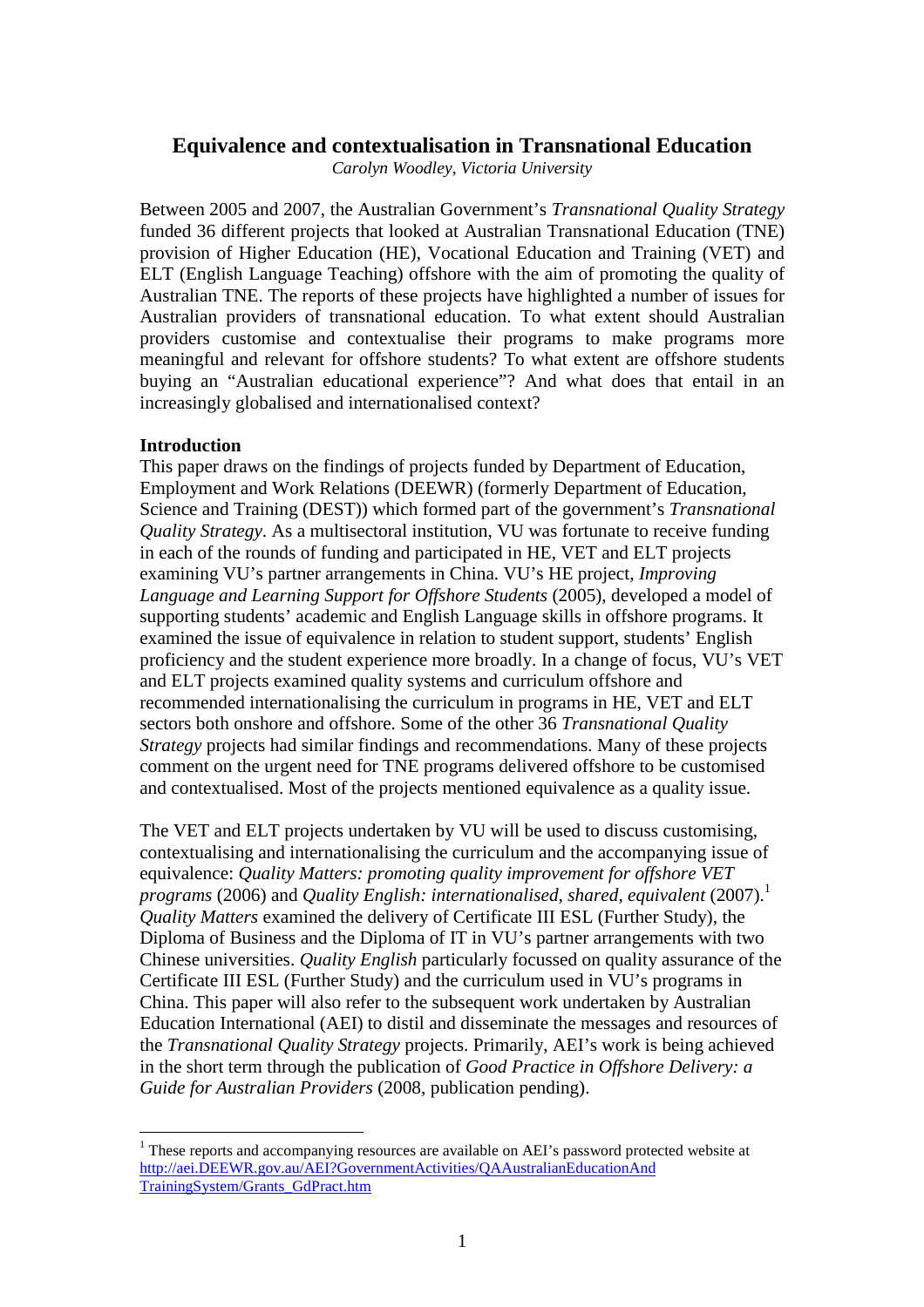# Equivalence and contextualisation in Transnational Education

*Carolyn Woodley, Victoria University*

Between 2005 and 2007, the Australian Government's *Transnational Quality Strategy* funded 36 different projects that looked at Australian Transnational Education (TNE) provision of Higher Education (HE), Vocational Education and Training (VET) and ELT (English Language Teaching) offshore with the aim of promoting the quality of Australian TNE. The reports of these projects have highlighted a number of issues for Australian providers of transnational education. To what extent should Australian providers customise and contextualise their programs to make programs more meaningful and relevant for offshore students? To what extent are offshore students buying an "Australian educational experience"? And what does that entail in an increasingly globalised and internationalised context?

**Introduction**

This paper draws on the findings of projects funded by Department of Education, Employment and Work Relations (DEEWR) (formerly Department of Education, Science and Training (DEST)) which formed part of the government's *Transnational Quality Strategy*. As a multisectoral institution, VU was fortunate to receive funding in each of the rounds of funding and participated in HE, VET and ELT projects examining VU's partner arrangements in China. VU's HE project, *Improving Language and Learning Support for Offshore Students* (2005), developed a model of supporting students' academic and English Language skills in offshore programs. It examined the issue of equivalence in relation to student support, students' English proficiency and the student experience more broadly. In a change of focus, VU's VET and ELT projects examined quality systems and curriculum offshore and recommended internationalising the curriculum in programs in HE, VET and ELT sectors both onshore and offshore. Some of the other 36 *Transnational Quality Strategy* projects had similar findings and recommendations. Many of these projects comment on the urgent need for TNE programs delivered offshore to be customised and contextualised. Most of the projects mentioned equivalence as a quality issue.

The VET and ELT projects undertaken by VU will be used to discuss customising, contextualising and internationalising the curriculum and the accompanying issue of equivalence: *Quality Matters: promoting quality improvement for offshore VET programs* (2006) and *Quality English: internationalised, shared, equivalent* (2007).[1] *Quality Matters* examined the delivery of Certificate III ESL (Further Study), the Diploma of Business and the Diploma of IT in VU's partner arrangements with two Chinese universities. *Quality English* particularly focussed on quality assurance of the Certificate III ESL (Further Study) and the curriculum used in VU's programs in China. This paper will also refer to the subsequent work undertaken by Australian Education International (AEI) to distil and disseminate the messages and resources of the *Transnational Quality Strategy* projects. Primarily, AEI's work is being achieved in the short term through the publication of *Good Practice in Offshore Delivery: a Guide for Australian Providers* (2008, publication pending).

[1] These reports and accompanying resources are available on AEI's password protected website at http://aei.DEEWR.gov.au/AEI?GovernmentActivities/QAAustralianEducationAnd TrainingSystem/Grants_GdPract.htm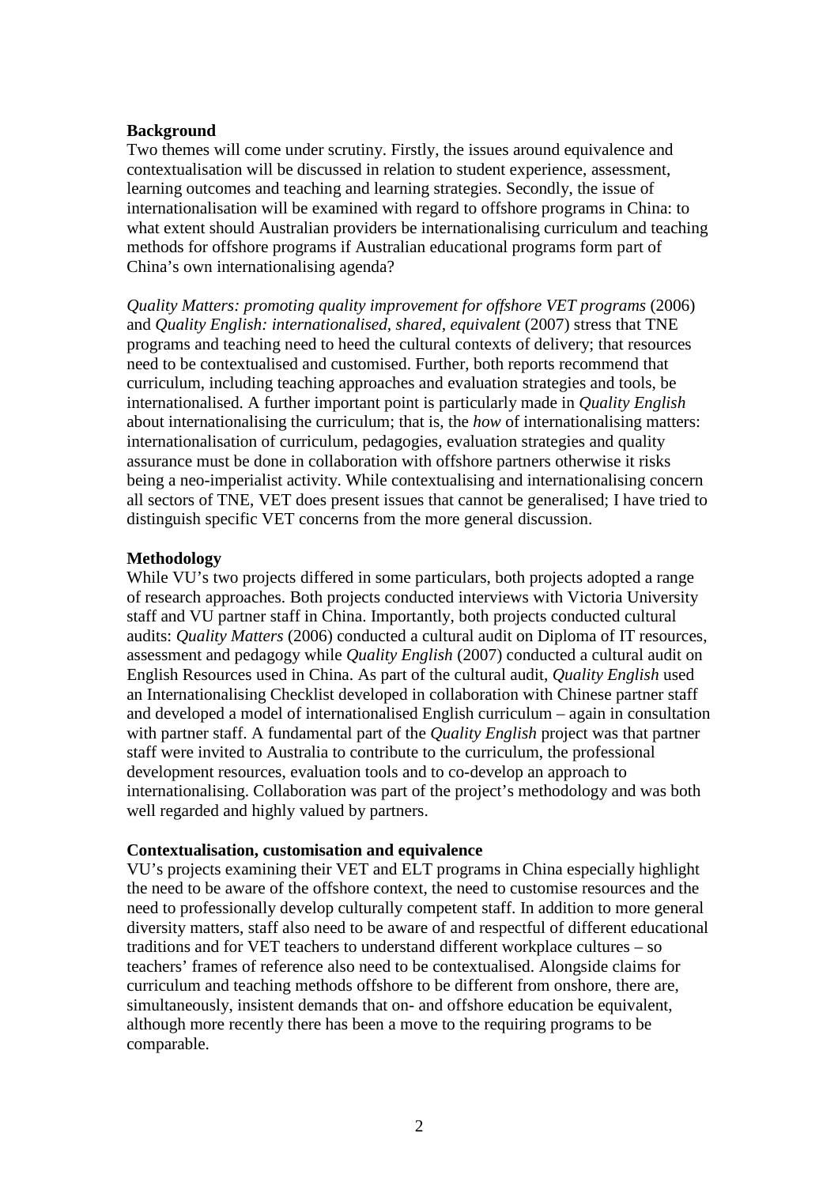**Background**

Two themes will come under scrutiny. Firstly, the issues around equivalence and contextualisation will be discussed in relation to student experience, assessment, learning outcomes and teaching and learning strategies. Secondly, the issue of internationalisation will be examined with regard to offshore programs in China: to what extent should Australian providers be internationalising curriculum and teaching methods for offshore programs if Australian educational programs form part of China's own internationalising agenda?

*Quality Matters: promoting quality improvement for offshore VET programs* (2006) and *Quality English: internationalised, shared, equivalent* (2007) stress that TNE programs and teaching need to heed the cultural contexts of delivery; that resources need to be contextualised and customised. Further, both reports recommend that curriculum, including teaching approaches and evaluation strategies and tools, be internationalised. A further important point is particularly made in *Quality English* about internationalising the curriculum; that is, the *how* of internationalising matters: internationalisation of curriculum, pedagogies, evaluation strategies and quality assurance must be done in collaboration with offshore partners otherwise it risks being a neo-imperialist activity. While contextualising and internationalising concern all sectors of TNE, VET does present issues that cannot be generalised; I have tried to distinguish specific VET concerns from the more general discussion.

**Methodology**

While VU's two projects differed in some particulars, both projects adopted a range of research approaches. Both projects conducted interviews with Victoria University staff and VU partner staff in China. Importantly, both projects conducted cultural audits: *Quality Matters* (2006) conducted a cultural audit on Diploma of IT resources, assessment and pedagogy while *Quality English* (2007) conducted a cultural audit on English Resources used in China. As part of the cultural audit, *Quality English* used an Internationalising Checklist developed in collaboration with Chinese partner staff and developed a model of internationalised English curriculum – again in consultation with partner staff. A fundamental part of the *Quality English* project was that partner staff were invited to Australia to contribute to the curriculum, the professional development resources, evaluation tools and to co-develop an approach to internationalising. Collaboration was part of the project's methodology and was both well regarded and highly valued by partners.

**Contextualisation, customisation and equivalence**

VU's projects examining their VET and ELT programs in China especially highlight the need to be aware of the offshore context, the need to customise resources and the need to professionally develop culturally competent staff. In addition to more general diversity matters, staff also need to be aware of and respectful of different educational traditions and for VET teachers to understand different workplace cultures – so teachers' frames of reference also need to be contextualised. Alongside claims for curriculum and teaching methods offshore to be different from onshore, there are, simultaneously, insistent demands that on- and offshore education be equivalent, although more recently there has been a move to the requiring programs to be comparable.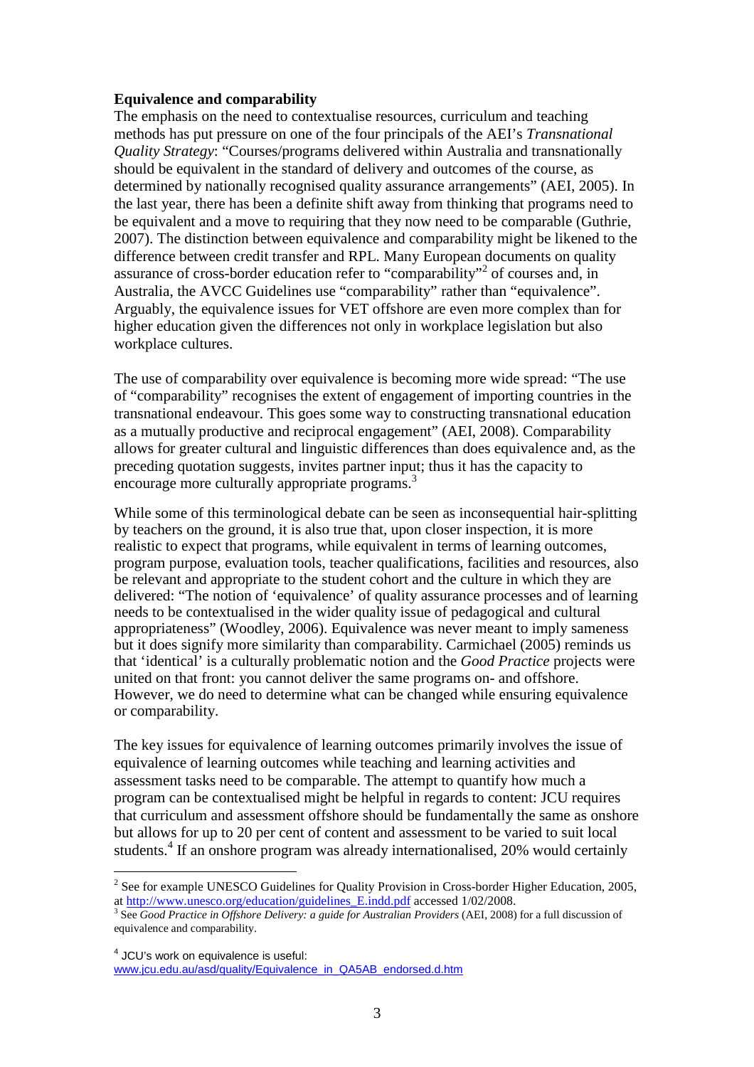**Equivalence and comparability**

The emphasis on the need to contextualise resources, curriculum and teaching methods has put pressure on one of the four principals of the AEI's *Transnational Quality Strategy*: "Courses/programs delivered within Australia and transnationally should be equivalent in the standard of delivery and outcomes of the course, as determined by nationally recognised quality assurance arrangements" (AEI, 2005). In the last year, there has been a definite shift away from thinking that programs need to be equivalent and a move to requiring that they now need to be comparable (Guthrie, 2007). The distinction between equivalence and comparability might be likened to the difference between credit transfer and RPL. Many European documents on quality assurance of cross-border education refer to "comparability"[2] of courses and, in Australia, the AVCC Guidelines use "comparability" rather than "equivalence". Arguably, the equivalence issues for VET offshore are even more complex than for higher education given the differences not only in workplace legislation but also workplace cultures.

The use of comparability over equivalence is becoming more wide spread: "The use of "comparability" recognises the extent of engagement of importing countries in the transnational endeavour. This goes some way to constructing transnational education as a mutually productive and reciprocal engagement" (AEI, 2008). Comparability allows for greater cultural and linguistic differences than does equivalence and, as the preceding quotation suggests, invites partner input; thus it has the capacity to encourage more culturally appropriate programs.[3]

While some of this terminological debate can be seen as inconsequential hair-splitting by teachers on the ground, it is also true that, upon closer inspection, it is more realistic to expect that programs, while equivalent in terms of learning outcomes, program purpose, evaluation tools, teacher qualifications, facilities and resources, also be relevant and appropriate to the student cohort and the culture in which they are delivered: "The notion of 'equivalence' of quality assurance processes and of learning needs to be contextualised in the wider quality issue of pedagogical and cultural appropriateness" (Woodley, 2006). Equivalence was never meant to imply sameness but it does signify more similarity than comparability. Carmichael (2005) reminds us that 'identical' is a culturally problematic notion and the *Good Practice* projects were united on that front: you cannot deliver the same programs on- and offshore. However, we do need to determine what can be changed while ensuring equivalence or comparability.

The key issues for equivalence of learning outcomes primarily involves the issue of equivalence of learning outcomes while teaching and learning activities and assessment tasks need to be comparable. The attempt to quantify how much a program can be contextualised might be helpful in regards to content: JCU requires that curriculum and assessment offshore should be fundamentally the same as onshore but allows for up to 20 per cent of content and assessment to be varied to suit local students.[4] If an onshore program was already internationalised, 20% would certainly

---

[2] See for example UNESCO Guidelines for Quality Provision in Cross-border Higher Education, 2005, at http://www.unesco.org/education/guidelines_E.indd.pdf accessed 1/02/2008.

[3] See *Good Practice in Offshore Delivery: a guide for Australian Providers* (AEI, 2008) for a full discussion of equivalence and comparability.

[4] JCU's work on equivalence is useful: www.jcu.edu.au/asd/quality/Equivalence_in_QA5AB_endorsed.d.htm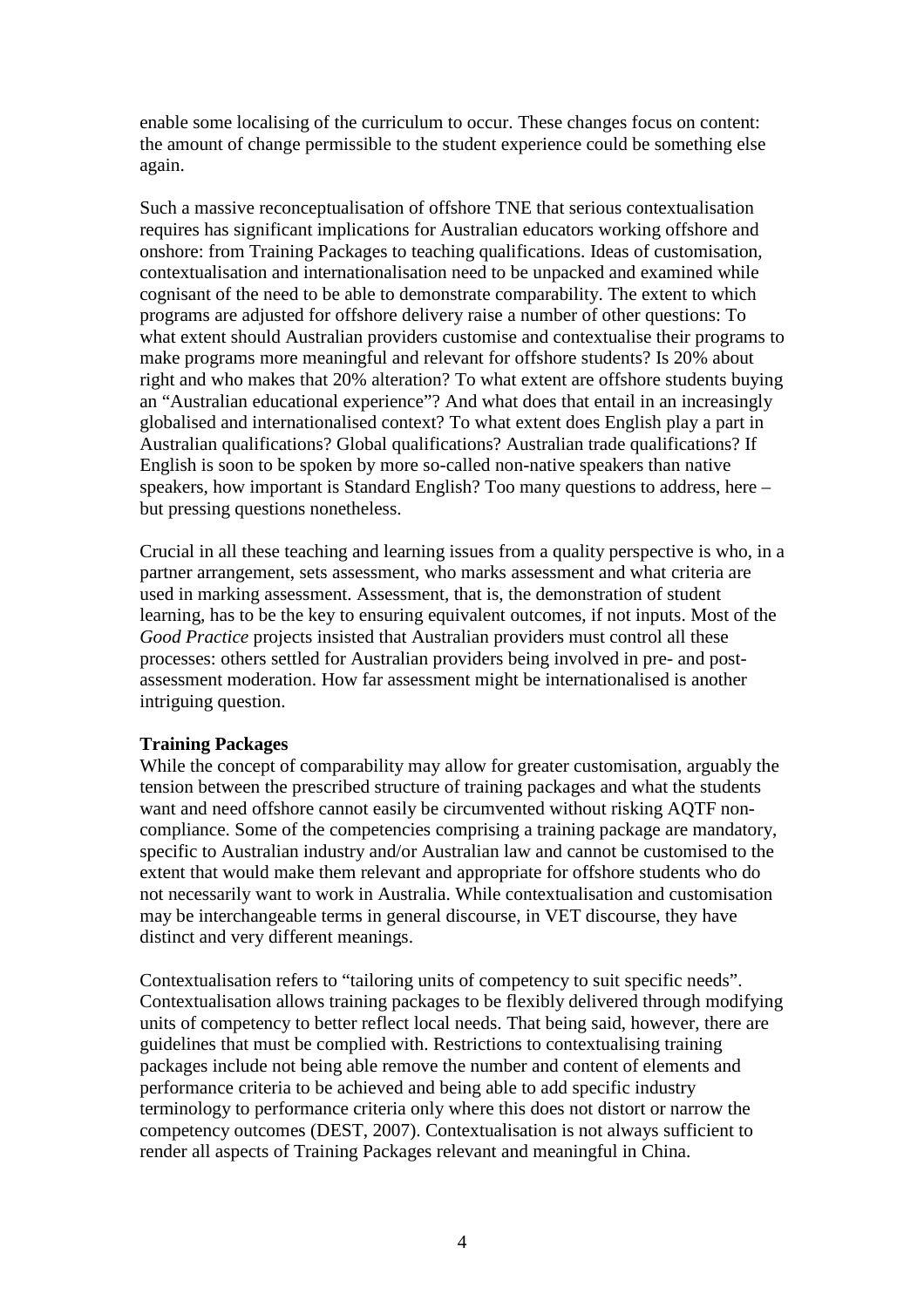enable some localising of the curriculum to occur. These changes focus on content: the amount of change permissible to the student experience could be something else again.

Such a massive reconceptualisation of offshore TNE that serious contextualisation requires has significant implications for Australian educators working offshore and onshore: from Training Packages to teaching qualifications. Ideas of customisation, contextualisation and internationalisation need to be unpacked and examined while cognisant of the need to be able to demonstrate comparability. The extent to which programs are adjusted for offshore delivery raise a number of other questions: To what extent should Australian providers customise and contextualise their programs to make programs more meaningful and relevant for offshore students? Is 20% about right and who makes that 20% alteration? To what extent are offshore students buying an "Australian educational experience"? And what does that entail in an increasingly globalised and internationalised context? To what extent does English play a part in Australian qualifications? Global qualifications? Australian trade qualifications? If English is soon to be spoken by more so-called non-native speakers than native speakers, how important is Standard English? Too many questions to address, here – but pressing questions nonetheless.

Crucial in all these teaching and learning issues from a quality perspective is who, in a partner arrangement, sets assessment, who marks assessment and what criteria are used in marking assessment. Assessment, that is, the demonstration of student learning, has to be the key to ensuring equivalent outcomes, if not inputs. Most of the *Good Practice* projects insisted that Australian providers must control all these processes: others settled for Australian providers being involved in pre- and post-assessment moderation. How far assessment might be internationalised is another intriguing question.

**Training Packages**

While the concept of comparability may allow for greater customisation, arguably the tension between the prescribed structure of training packages and what the students want and need offshore cannot easily be circumvented without risking AQTF non-compliance. Some of the competencies comprising a training package are mandatory, specific to Australian industry and/or Australian law and cannot be customised to the extent that would make them relevant and appropriate for offshore students who do not necessarily want to work in Australia. While contextualisation and customisation may be interchangeable terms in general discourse, in VET discourse, they have distinct and very different meanings.

Contextualisation refers to "tailoring units of competency to suit specific needs". Contextualisation allows training packages to be flexibly delivered through modifying units of competency to better reflect local needs. That being said, however, there are guidelines that must be complied with. Restrictions to contextualising training packages include not being able remove the number and content of elements and performance criteria to be achieved and being able to add specific industry terminology to performance criteria only where this does not distort or narrow the competency outcomes (DEST, 2007). Contextualisation is not always sufficient to render all aspects of Training Packages relevant and meaningful in China.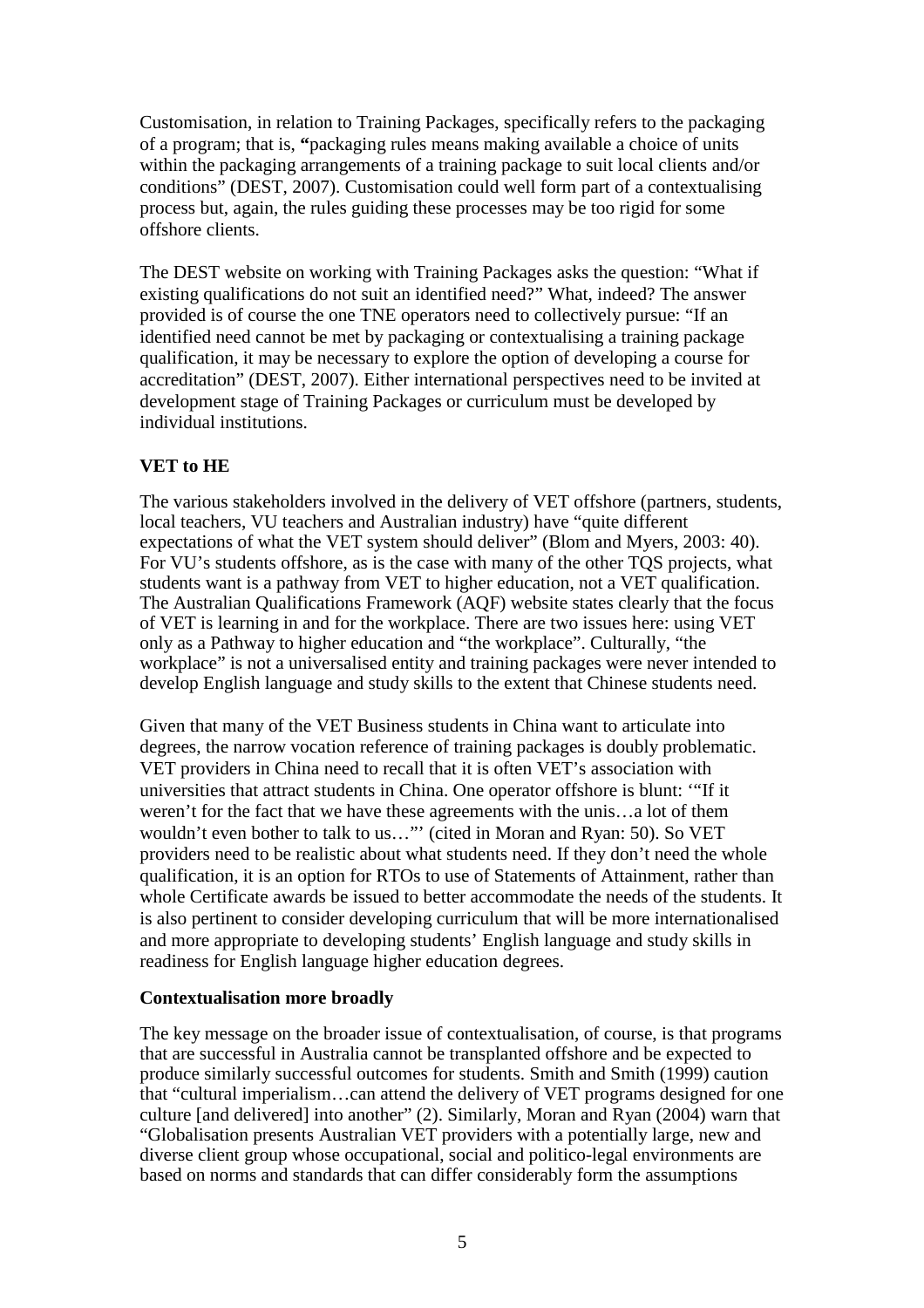Customisation, in relation to Training Packages, specifically refers to the packaging of a program; that is, **"**packaging rules means making available a choice of units within the packaging arrangements of a training package to suit local clients and/or conditions" (DEST, 2007). Customisation could well form part of a contextualising process but, again, the rules guiding these processes may be too rigid for some offshore clients.

The DEST website on working with Training Packages asks the question: "What if existing qualifications do not suit an identified need?" What, indeed? The answer provided is of course the one TNE operators need to collectively pursue: "If an identified need cannot be met by packaging or contextualising a training package qualification, it may be necessary to explore the option of developing a course for accreditation" (DEST, 2007). Either international perspectives need to be invited at development stage of Training Packages or curriculum must be developed by individual institutions.

**VET to HE**

The various stakeholders involved in the delivery of VET offshore (partners, students, local teachers, VU teachers and Australian industry) have "quite different expectations of what the VET system should deliver" (Blom and Myers, 2003: 40). For VU's students offshore, as is the case with many of the other TQS projects, what students want is a pathway from VET to higher education, not a VET qualification. The Australian Qualifications Framework (AQF) website states clearly that the focus of VET is learning in and for the workplace. There are two issues here: using VET only as a Pathway to higher education and "the workplace". Culturally, "the workplace" is not a universalised entity and training packages were never intended to develop English language and study skills to the extent that Chinese students need.

Given that many of the VET Business students in China want to articulate into degrees, the narrow vocation reference of training packages is doubly problematic. VET providers in China need to recall that it is often VET's association with universities that attract students in China. One operator offshore is blunt: '"If it weren't for the fact that we have these agreements with the unis…a lot of them wouldn't even bother to talk to us…"' (cited in Moran and Ryan: 50). So VET providers need to be realistic about what students need. If they don't need the whole qualification, it is an option for RTOs to use of Statements of Attainment, rather than whole Certificate awards be issued to better accommodate the needs of the students. It is also pertinent to consider developing curriculum that will be more internationalised and more appropriate to developing students' English language and study skills in readiness for English language higher education degrees.

**Contextualisation more broadly**

The key message on the broader issue of contextualisation, of course, is that programs that are successful in Australia cannot be transplanted offshore and be expected to produce similarly successful outcomes for students. Smith and Smith (1999) caution that "cultural imperialism…can attend the delivery of VET programs designed for one culture [and delivered] into another" (2). Similarly, Moran and Ryan (2004) warn that "Globalisation presents Australian VET providers with a potentially large, new and diverse client group whose occupational, social and politico-legal environments are based on norms and standards that can differ considerably form the assumptions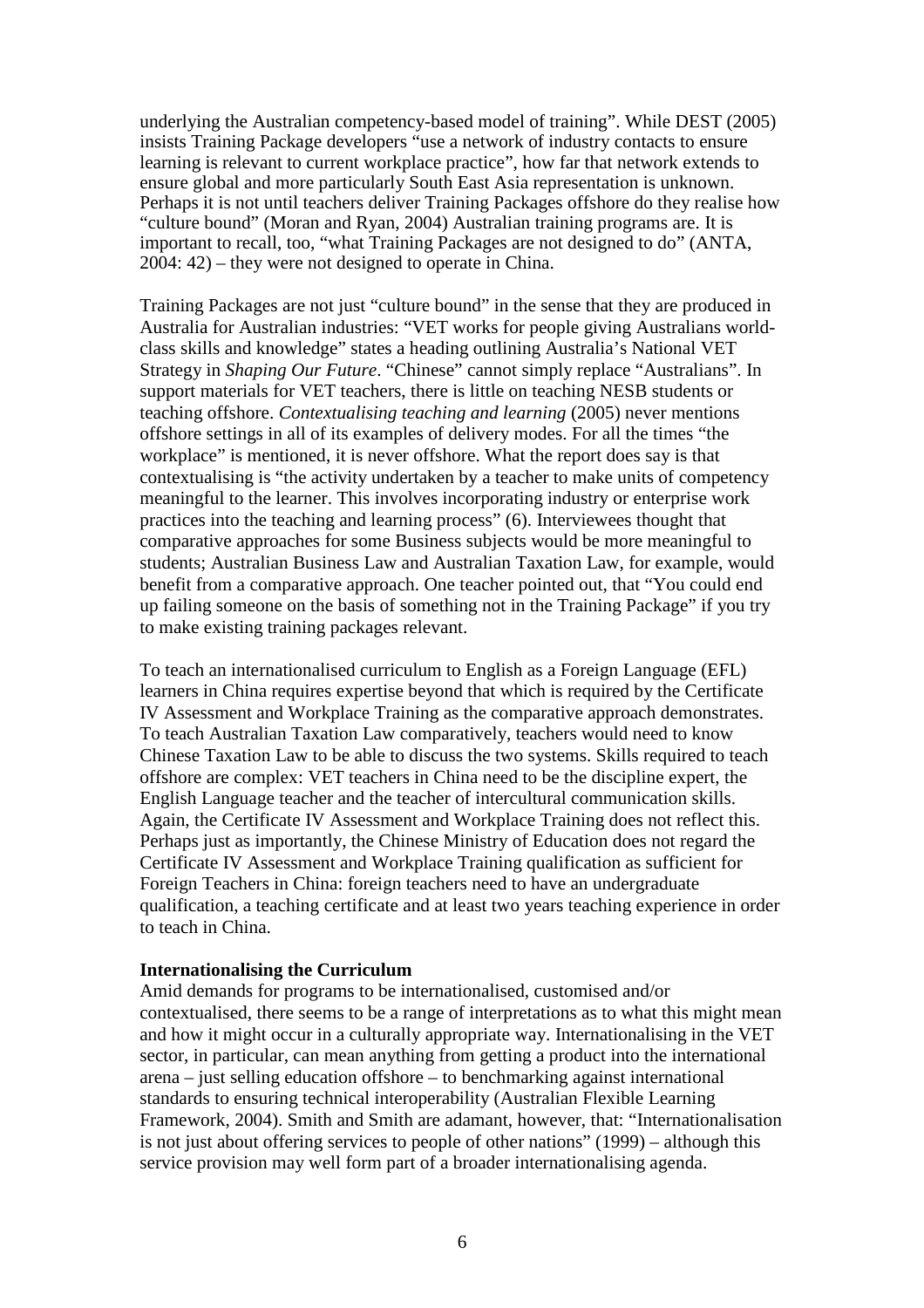underlying the Australian competency-based model of training". While DEST (2005) insists Training Package developers "use a network of industry contacts to ensure learning is relevant to current workplace practice", how far that network extends to ensure global and more particularly South East Asia representation is unknown. Perhaps it is not until teachers deliver Training Packages offshore do they realise how "culture bound" (Moran and Ryan, 2004) Australian training programs are. It is important to recall, too, "what Training Packages are not designed to do" (ANTA, 2004: 42) – they were not designed to operate in China.

Training Packages are not just "culture bound" in the sense that they are produced in Australia for Australian industries: "VET works for people giving Australians world-class skills and knowledge" states a heading outlining Australia's National VET Strategy in *Shaping Our Future*. "Chinese" cannot simply replace "Australians". In support materials for VET teachers, there is little on teaching NESB students or teaching offshore. *Contextualising teaching and learning* (2005) never mentions offshore settings in all of its examples of delivery modes. For all the times "the workplace" is mentioned, it is never offshore. What the report does say is that contextualising is "the activity undertaken by a teacher to make units of competency meaningful to the learner. This involves incorporating industry or enterprise work practices into the teaching and learning process" (6). Interviewees thought that comparative approaches for some Business subjects would be more meaningful to students; Australian Business Law and Australian Taxation Law, for example, would benefit from a comparative approach. One teacher pointed out, that "You could end up failing someone on the basis of something not in the Training Package" if you try to make existing training packages relevant.

To teach an internationalised curriculum to English as a Foreign Language (EFL) learners in China requires expertise beyond that which is required by the Certificate IV Assessment and Workplace Training as the comparative approach demonstrates. To teach Australian Taxation Law comparatively, teachers would need to know Chinese Taxation Law to be able to discuss the two systems. Skills required to teach offshore are complex: VET teachers in China need to be the discipline expert, the English Language teacher and the teacher of intercultural communication skills. Again, the Certificate IV Assessment and Workplace Training does not reflect this. Perhaps just as importantly, the Chinese Ministry of Education does not regard the Certificate IV Assessment and Workplace Training qualification as sufficient for Foreign Teachers in China: foreign teachers need to have an undergraduate qualification, a teaching certificate and at least two years teaching experience in order to teach in China.

**Internationalising the Curriculum**

Amid demands for programs to be internationalised, customised and/or contextualised, there seems to be a range of interpretations as to what this might mean and how it might occur in a culturally appropriate way. Internationalising in the VET sector, in particular, can mean anything from getting a product into the international arena – just selling education offshore – to benchmarking against international standards to ensuring technical interoperability (Australian Flexible Learning Framework, 2004). Smith and Smith are adamant, however, that: "Internationalisation is not just about offering services to people of other nations" (1999) – although this service provision may well form part of a broader internationalising agenda.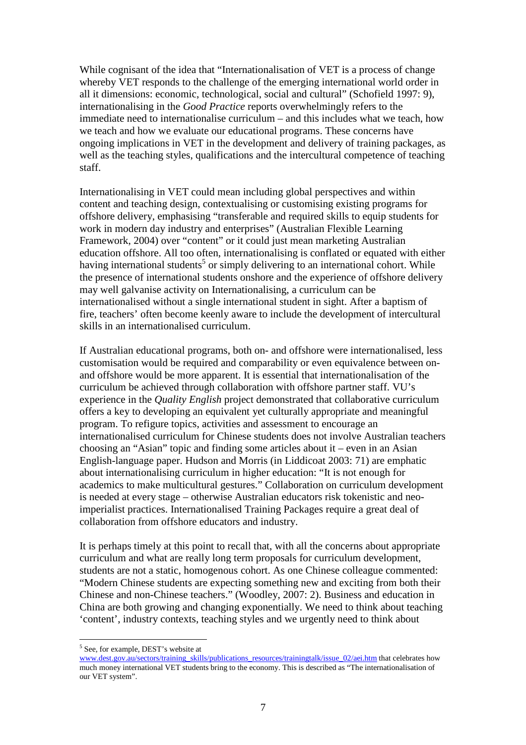While cognisant of the idea that "Internationalisation of VET is a process of change whereby VET responds to the challenge of the emerging international world order in all it dimensions: economic, technological, social and cultural" (Schofield 1997: 9), internationalising in the *Good Practice* reports overwhelmingly refers to the immediate need to internationalise curriculum – and this includes what we teach, how we teach and how we evaluate our educational programs. These concerns have ongoing implications in VET in the development and delivery of training packages, as well as the teaching styles, qualifications and the intercultural competence of teaching staff.

Internationalising in VET could mean including global perspectives and within content and teaching design, contextualising or customising existing programs for offshore delivery, emphasising "transferable and required skills to equip students for work in modern day industry and enterprises" (Australian Flexible Learning Framework, 2004) over "content" or it could just mean marketing Australian education offshore. All too often, internationalising is conflated or equated with either having international students[5] or simply delivering to an international cohort. While the presence of international students onshore and the experience of offshore delivery may well galvanise activity on Internationalising, a curriculum can be internationalised without a single international student in sight. After a baptism of fire, teachers' often become keenly aware to include the development of intercultural skills in an internationalised curriculum.

If Australian educational programs, both on- and offshore were internationalised, less customisation would be required and comparability or even equivalence between on- and offshore would be more apparent. It is essential that internationalisation of the curriculum be achieved through collaboration with offshore partner staff. VU's experience in the *Quality English* project demonstrated that collaborative curriculum offers a key to developing an equivalent yet culturally appropriate and meaningful program. To refigure topics, activities and assessment to encourage an internationalised curriculum for Chinese students does not involve Australian teachers choosing an "Asian" topic and finding some articles about it – even in an Asian English-language paper. Hudson and Morris (in Liddicoat 2003: 71) are emphatic about internationalising curriculum in higher education: "It is not enough for academics to make multicultural gestures." Collaboration on curriculum development is needed at every stage – otherwise Australian educators risk tokenistic and neo-imperialist practices. Internationalised Training Packages require a great deal of collaboration from offshore educators and industry.

It is perhaps timely at this point to recall that, with all the concerns about appropriate curriculum and what are really long term proposals for curriculum development, students are not a static, homogenous cohort. As one Chinese colleague commented: "Modern Chinese students are expecting something new and exciting from both their Chinese and non-Chinese teachers." (Woodley, 2007: 2). Business and education in China are both growing and changing exponentially. We need to think about teaching 'content', industry contexts, teaching styles and we urgently need to think about

---

[5] See, for example, DEST's website at www.dest.gov.au/sectors/training_skills/publications_resources/trainingtalk/issue_02/aei.htm that celebrates how much money international VET students bring to the economy. This is described as "The internationalisation of our VET system".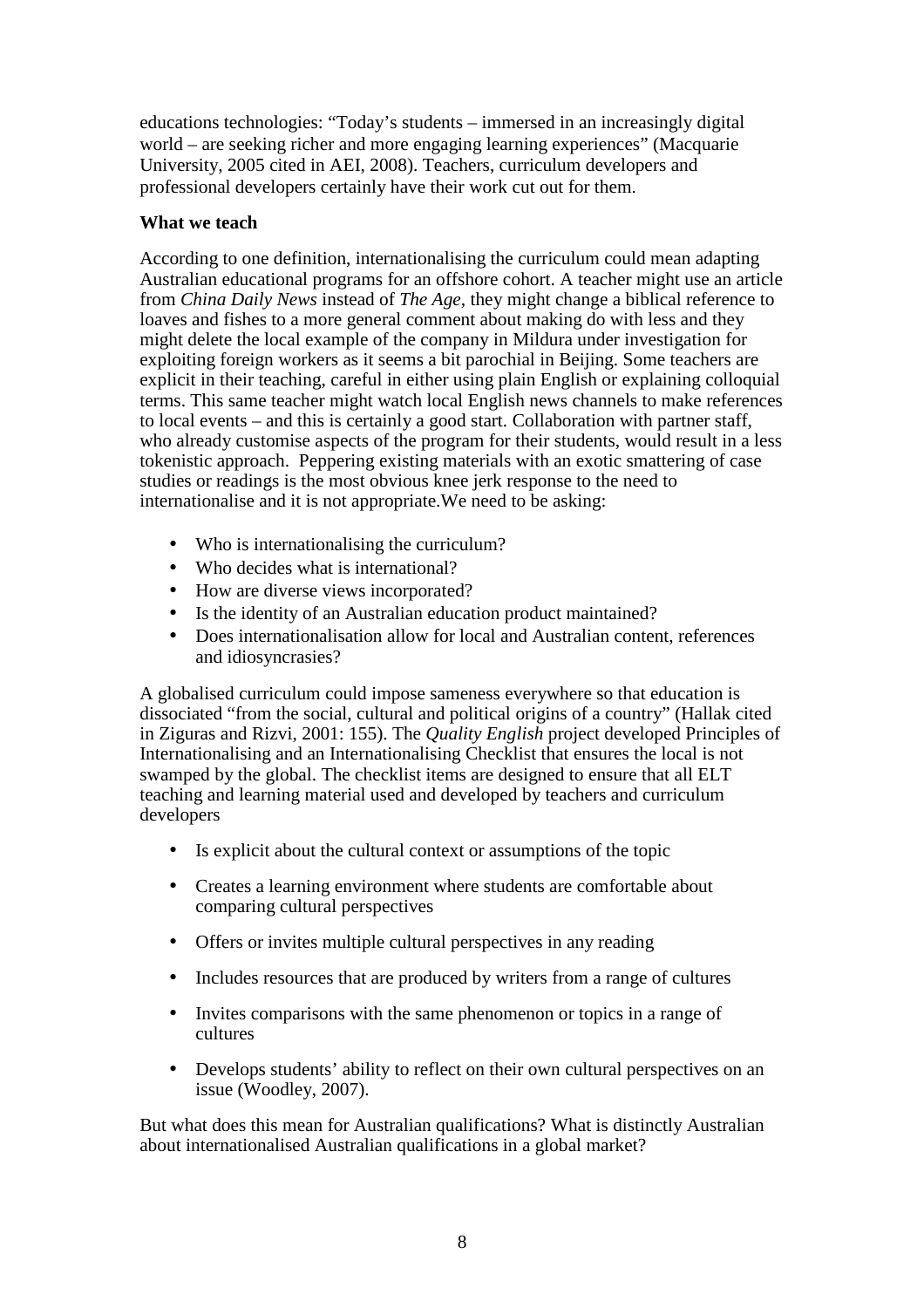educations technologies: "Today's students – immersed in an increasingly digital world – are seeking richer and more engaging learning experiences" (Macquarie University, 2005 cited in AEI, 2008). Teachers, curriculum developers and professional developers certainly have their work cut out for them.

**What we teach**

According to one definition, internationalising the curriculum could mean adapting Australian educational programs for an offshore cohort. A teacher might use an article from *China Daily News* instead of *The Age,* they might change a biblical reference to loaves and fishes to a more general comment about making do with less and they might delete the local example of the company in Mildura under investigation for exploiting foreign workers as it seems a bit parochial in Beijing. Some teachers are explicit in their teaching, careful in either using plain English or explaining colloquial terms. This same teacher might watch local English news channels to make references to local events – and this is certainly a good start. Collaboration with partner staff, who already customise aspects of the program for their students, would result in a less tokenistic approach. Peppering existing materials with an exotic smattering of case studies or readings is the most obvious knee jerk response to the need to internationalise and it is not appropriate.We need to be asking:

- Who is internationalising the curriculum?
- Who decides what is international?
- How are diverse views incorporated?
- Is the identity of an Australian education product maintained?
- Does internationalisation allow for local and Australian content, references and idiosyncrasies?

A globalised curriculum could impose sameness everywhere so that education is dissociated "from the social, cultural and political origins of a country" (Hallak cited in Ziguras and Rizvi, 2001: 155). The *Quality English* project developed Principles of Internationalising and an Internationalising Checklist that ensures the local is not swamped by the global. The checklist items are designed to ensure that all ELT teaching and learning material used and developed by teachers and curriculum developers

- Is explicit about the cultural context or assumptions of the topic
- Creates a learning environment where students are comfortable about comparing cultural perspectives
- Offers or invites multiple cultural perspectives in any reading
- Includes resources that are produced by writers from a range of cultures
- Invites comparisons with the same phenomenon or topics in a range of cultures
- Develops students' ability to reflect on their own cultural perspectives on an issue (Woodley, 2007).

But what does this mean for Australian qualifications? What is distinctly Australian about internationalised Australian qualifications in a global market?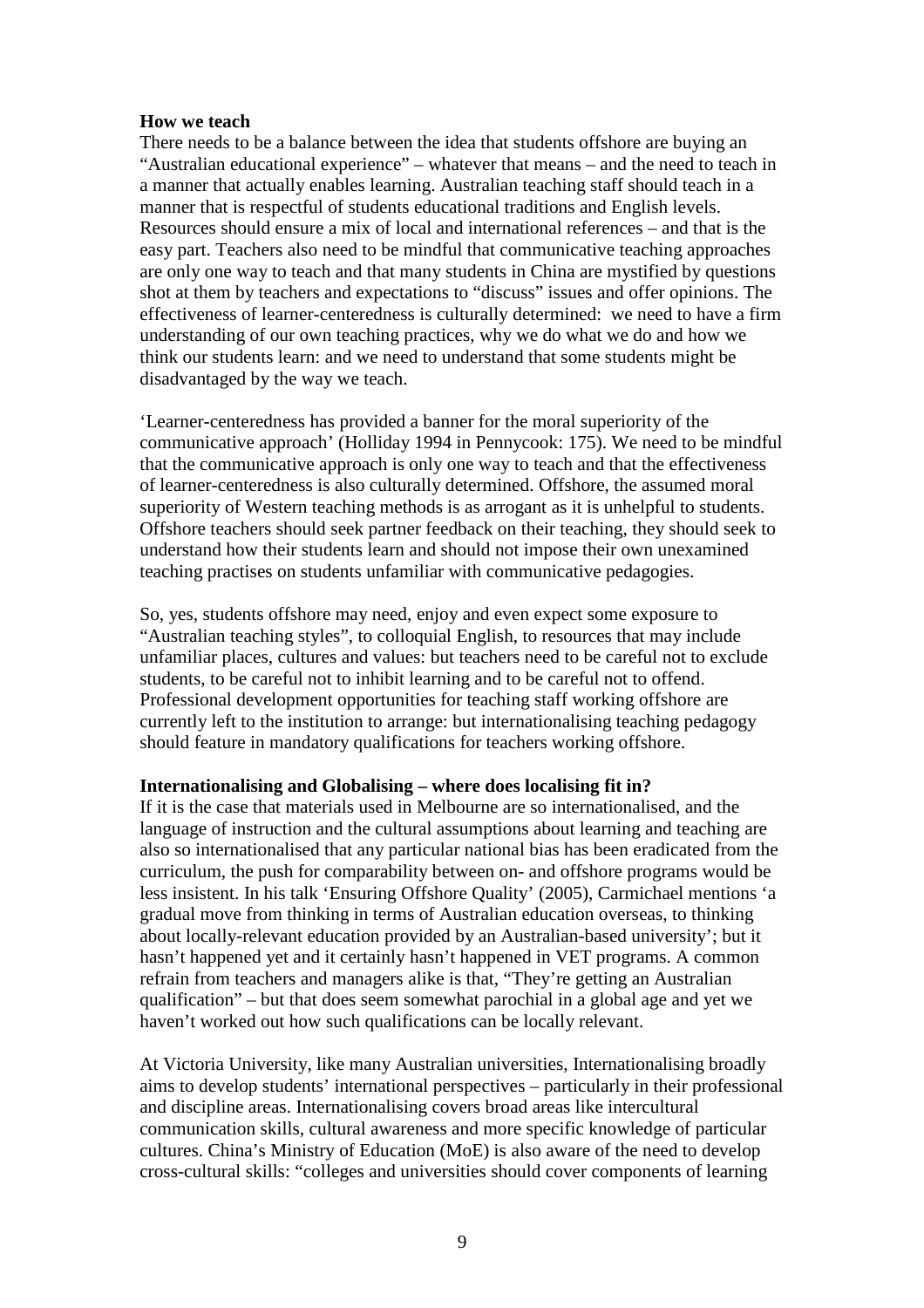**How we teach**

There needs to be a balance between the idea that students offshore are buying an "Australian educational experience" – whatever that means – and the need to teach in a manner that actually enables learning. Australian teaching staff should teach in a manner that is respectful of students educational traditions and English levels. Resources should ensure a mix of local and international references – and that is the easy part. Teachers also need to be mindful that communicative teaching approaches are only one way to teach and that many students in China are mystified by questions shot at them by teachers and expectations to "discuss" issues and offer opinions. The effectiveness of learner-centeredness is culturally determined: we need to have a firm understanding of our own teaching practices, why we do what we do and how we think our students learn: and we need to understand that some students might be disadvantaged by the way we teach.

'Learner-centeredness has provided a banner for the moral superiority of the communicative approach' (Holliday 1994 in Pennycook: 175). We need to be mindful that the communicative approach is only one way to teach and that the effectiveness of learner-centeredness is also culturally determined. Offshore, the assumed moral superiority of Western teaching methods is as arrogant as it is unhelpful to students. Offshore teachers should seek partner feedback on their teaching, they should seek to understand how their students learn and should not impose their own unexamined teaching practises on students unfamiliar with communicative pedagogies.

So, yes, students offshore may need, enjoy and even expect some exposure to "Australian teaching styles", to colloquial English, to resources that may include unfamiliar places, cultures and values: but teachers need to be careful not to exclude students, to be careful not to inhibit learning and to be careful not to offend. Professional development opportunities for teaching staff working offshore are currently left to the institution to arrange: but internationalising teaching pedagogy should feature in mandatory qualifications for teachers working offshore.

**Internationalising and Globalising – where does localising fit in?**

If it is the case that materials used in Melbourne are so internationalised, and the language of instruction and the cultural assumptions about learning and teaching are also so internationalised that any particular national bias has been eradicated from the curriculum, the push for comparability between on- and offshore programs would be less insistent. In his talk 'Ensuring Offshore Quality' (2005), Carmichael mentions 'a gradual move from thinking in terms of Australian education overseas, to thinking about locally-relevant education provided by an Australian-based university'; but it hasn't happened yet and it certainly hasn't happened in VET programs. A common refrain from teachers and managers alike is that, "They're getting an Australian qualification" – but that does seem somewhat parochial in a global age and yet we haven't worked out how such qualifications can be locally relevant.

At Victoria University, like many Australian universities, Internationalising broadly aims to develop students' international perspectives – particularly in their professional and discipline areas. Internationalising covers broad areas like intercultural communication skills, cultural awareness and more specific knowledge of particular cultures. China's Ministry of Education (MoE) is also aware of the need to develop cross-cultural skills: "colleges and universities should cover components of learning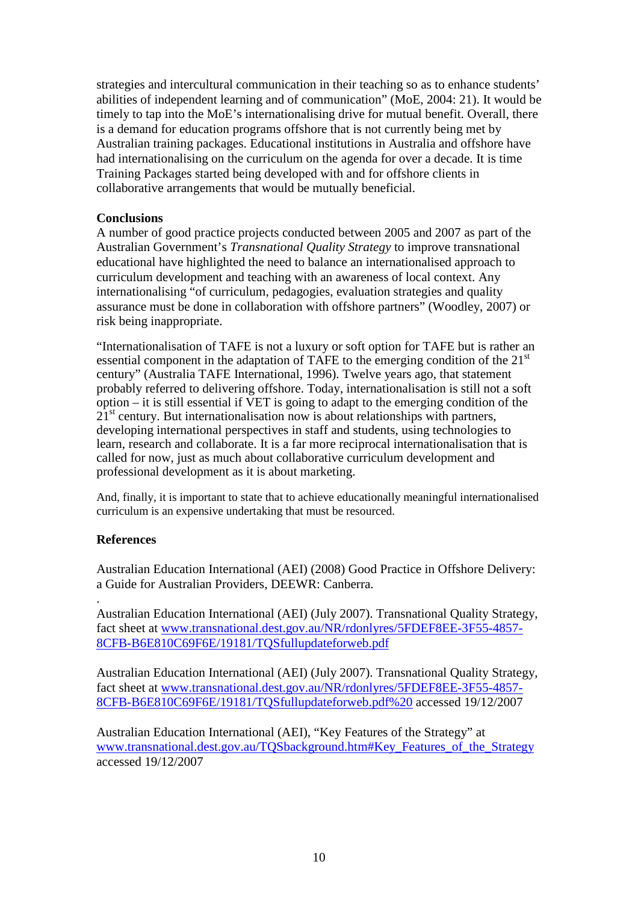strategies and intercultural communication in their teaching so as to enhance students' abilities of independent learning and of communication" (MoE, 2004: 21). It would be timely to tap into the MoE's internationalising drive for mutual benefit. Overall, there is a demand for education programs offshore that is not currently being met by Australian training packages. Educational institutions in Australia and offshore have had internationalising on the curriculum on the agenda for over a decade. It is time Training Packages started being developed with and for offshore clients in collaborative arrangements that would be mutually beneficial.

**Conclusions**

A number of good practice projects conducted between 2005 and 2007 as part of the Australian Government's *Transnational Quality Strategy* to improve transnational educational have highlighted the need to balance an internationalised approach to curriculum development and teaching with an awareness of local context. Any internationalising "of curriculum, pedagogies, evaluation strategies and quality assurance must be done in collaboration with offshore partners" (Woodley, 2007) or risk being inappropriate.

"Internationalisation of TAFE is not a luxury or soft option for TAFE but is rather an essential component in the adaptation of TAFE to the emerging condition of the 21st century" (Australia TAFE International, 1996). Twelve years ago, that statement probably referred to delivering offshore. Today, internationalisation is still not a soft option – it is still essential if VET is going to adapt to the emerging condition of the 21st century. But internationalisation now is about relationships with partners, developing international perspectives in staff and students, using technologies to learn, research and collaborate. It is a far more reciprocal internationalisation that is called for now, just as much about collaborative curriculum development and professional development as it is about marketing.

And, finally, it is important to state that to achieve educationally meaningful internationalised curriculum is an expensive undertaking that must be resourced.

**References**

Australian Education International (AEI) (2008) Good Practice in Offshore Delivery: a Guide for Australian Providers, DEEWR: Canberra.

.

Australian Education International (AEI) (July 2007). Transnational Quality Strategy, fact sheet at www.transnational.dest.gov.au/NR/rdonlyres/5FDEF8EE-3F55-4857-8CFB-B6E810C69F6E/19181/TQSfullupdateforweb.pdf

Australian Education International (AEI) (July 2007). Transnational Quality Strategy, fact sheet at www.transnational.dest.gov.au/NR/rdonlyres/5FDEF8EE-3F55-4857-8CFB-B6E810C69F6E/19181/TQSfullupdateforweb.pdf%20 accessed 19/12/2007

Australian Education International (AEI), "Key Features of the Strategy" at www.transnational.dest.gov.au/TQSbackground.htm#Key_Features_of_the_Strategy accessed 19/12/2007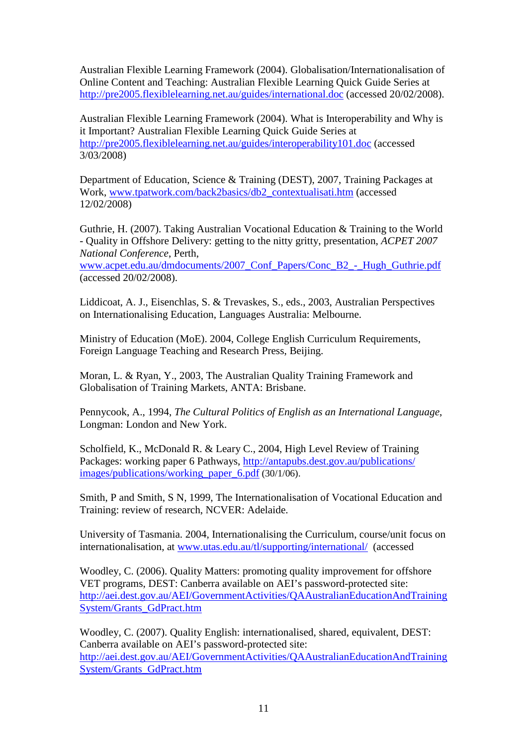Australian Flexible Learning Framework (2004). Globalisation/Internationalisation of Online Content and Teaching: Australian Flexible Learning Quick Guide Series at http://pre2005.flexiblelearning.net.au/guides/international.doc (accessed 20/02/2008).

Australian Flexible Learning Framework (2004). What is Interoperability and Why is it Important? Australian Flexible Learning Quick Guide Series at http://pre2005.flexiblelearning.net.au/guides/interoperability101.doc (accessed 3/03/2008)

Department of Education, Science & Training (DEST), 2007, Training Packages at Work, www.tpatwork.com/back2basics/db2_contextualisati.htm (accessed 12/02/2008)

Guthrie, H. (2007). Taking Australian Vocational Education & Training to the World - Quality in Offshore Delivery: getting to the nitty gritty, presentation, *ACPET 2007 National Conference*, Perth, www.acpet.edu.au/dmdocuments/2007_Conf_Papers/Conc_B2_-_Hugh_Guthrie.pdf (accessed 20/02/2008).

Liddicoat, A. J., Eisenchlas, S. & Trevaskes, S., eds., 2003, Australian Perspectives on Internationalising Education, Languages Australia: Melbourne.

Ministry of Education (MoE). 2004, College English Curriculum Requirements, Foreign Language Teaching and Research Press, Beijing.

Moran, L. & Ryan, Y., 2003, The Australian Quality Training Framework and Globalisation of Training Markets, ANTA: Brisbane.

Pennycook, A., 1994, *The Cultural Politics of English as an International Language*, Longman: London and New York.

Scholfield, K., McDonald R. & Leary C., 2004, High Level Review of Training Packages: working paper 6 Pathways, http://antapubs.dest.gov.au/publications/images/publications/working_paper_6.pdf (30/1/06).

Smith, P and Smith, S N, 1999, The Internationalisation of Vocational Education and Training: review of research, NCVER: Adelaide.

University of Tasmania. 2004, Internationalising the Curriculum, course/unit focus on internationalisation, at www.utas.edu.au/tl/supporting/international/ (accessed

Woodley, C. (2006). Quality Matters: promoting quality improvement for offshore VET programs, DEST: Canberra available on AEI's password-protected site: http://aei.dest.gov.au/AEI/GovernmentActivities/QAAustralianEducationAndTrainingSystem/Grants_GdPract.htm

Woodley, C. (2007). Quality English: internationalised, shared, equivalent, DEST: Canberra available on AEI's password-protected site: http://aei.dest.gov.au/AEI/GovernmentActivities/QAAustralianEducationAndTrainingSystem/Grants_GdPract.htm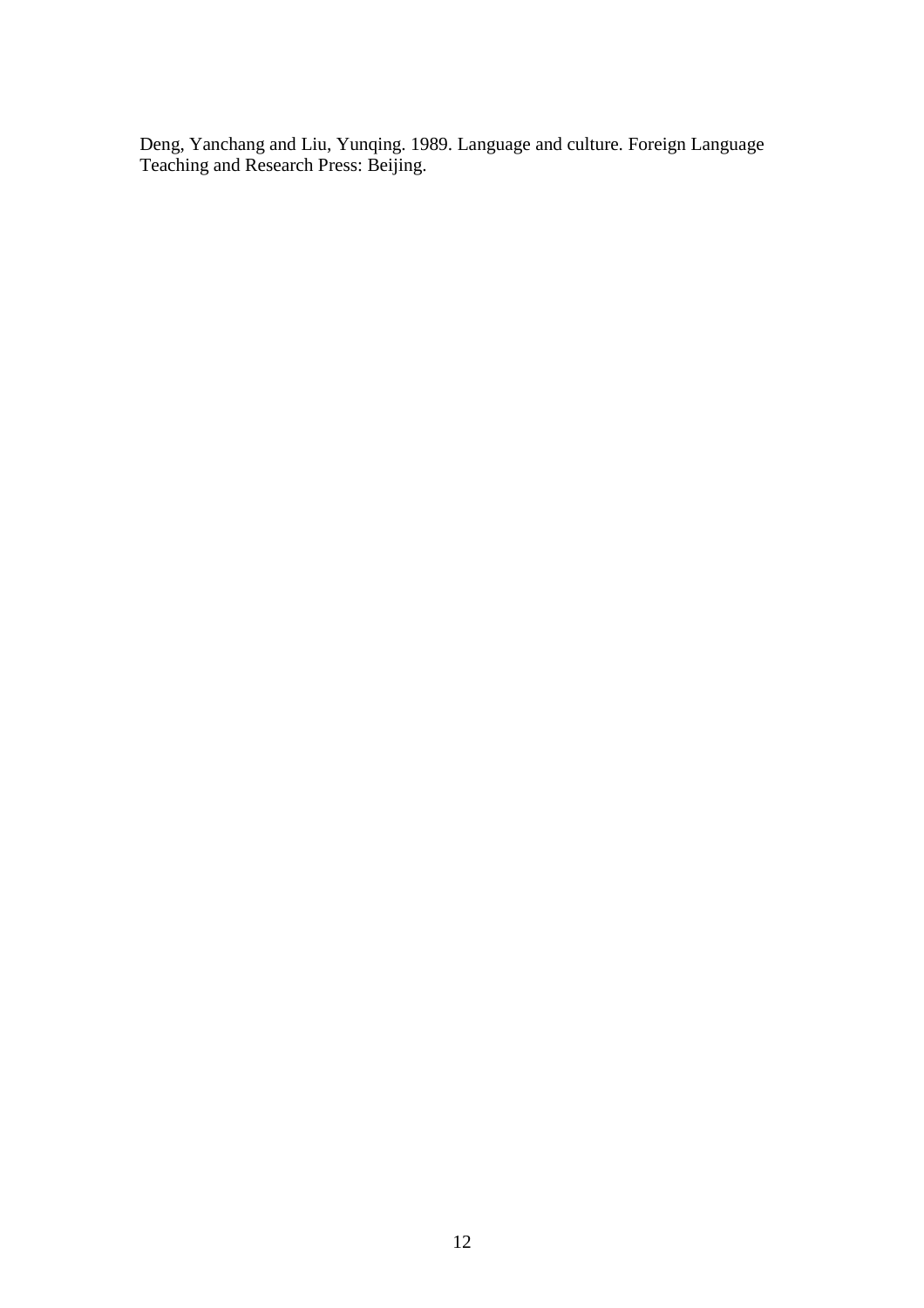Deng, Yanchang and Liu, Yunqing. 1989. Language and culture. Foreign Language Teaching and Research Press: Beijing.